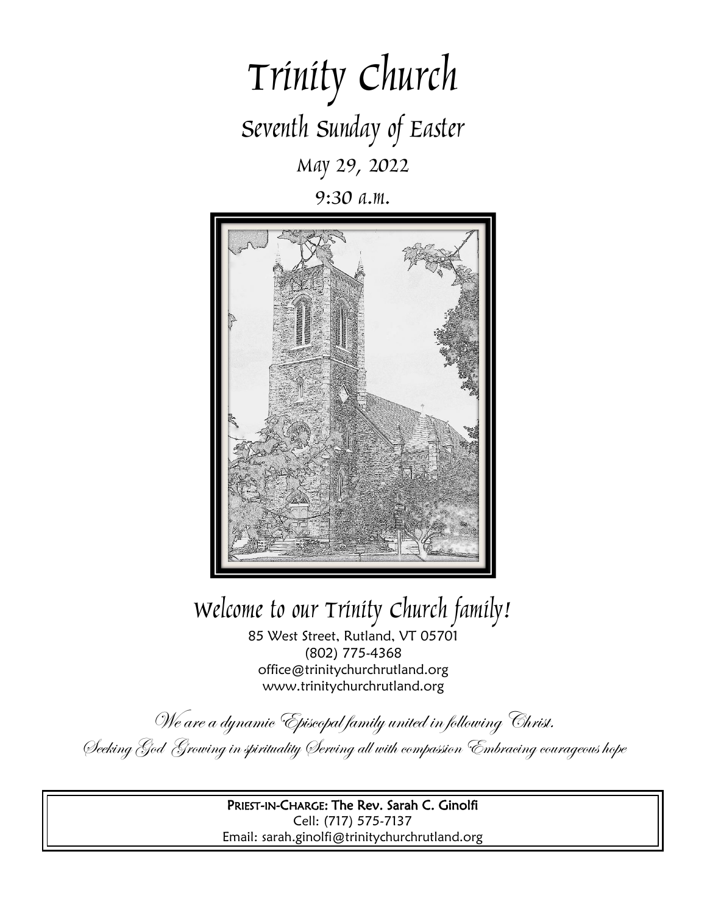# Trinity Church

## Seventh Sunday of Easter

### May 29, 2022

### 9:30 a.m.

## Welcome to our Trinity Church family!

85 West Street, Rutland, VT 05701
(802) 775-4368
office@trinitychurchrutland.org
www.trinitychurchrutland.org

*We are a dynamic Episcopal family united in following Christ.*

*Seeking God Growing in spirituality Serving all with compassion Embracing courageous hope*

**PRIEST-IN-CHARGE: The Rev. Sarah C. Ginolfi**
Cell: (717) 575-7137
Email: sarah.ginolfi@trinitychurchrutland.org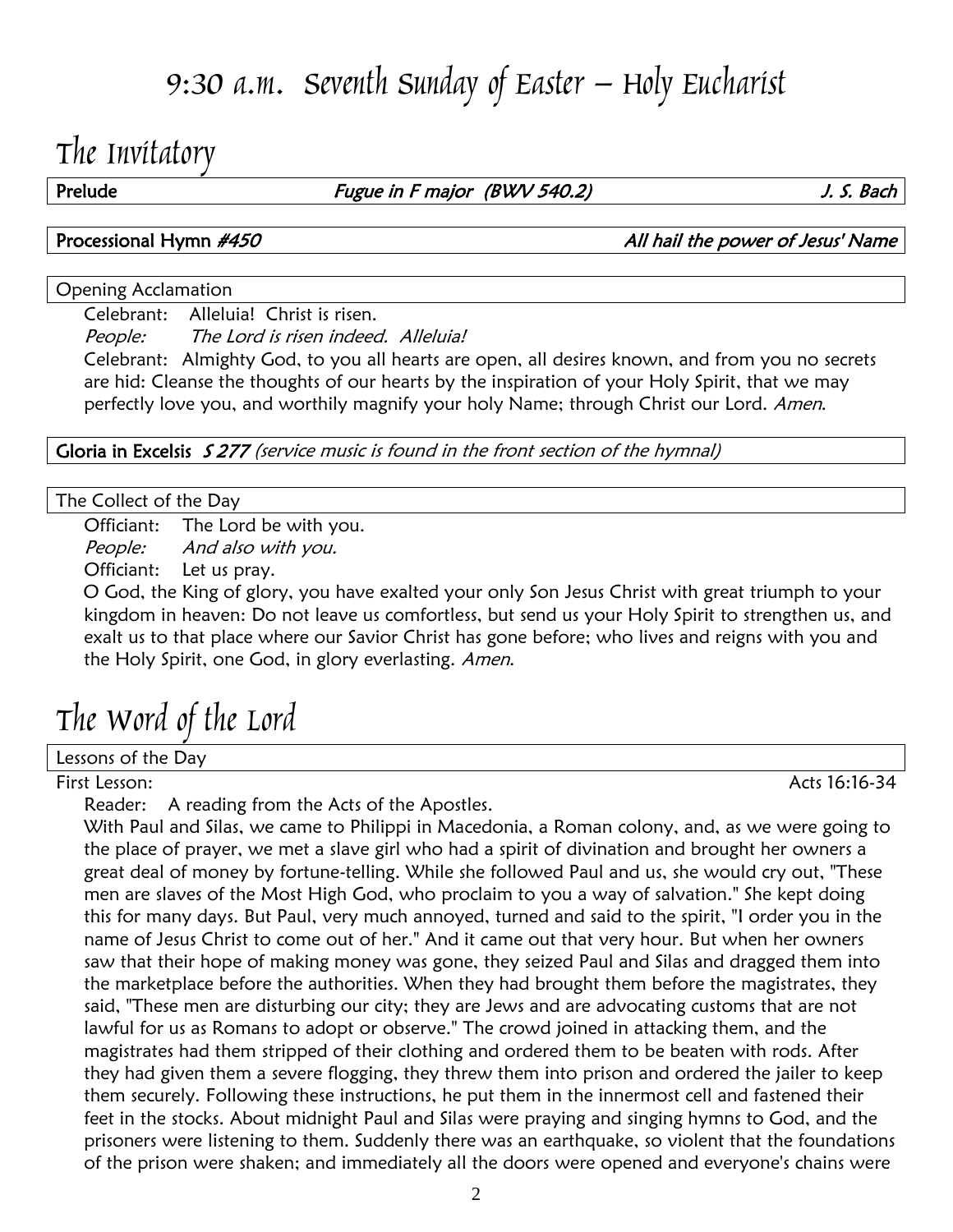# 9:30 a.m. Seventh Sunday of Easter – Holy Eucharist

## The Invitatory

**Prelude** *Fugue in F major (BWV 540.2)* *J. S. Bach*

**Processional Hymn** ***#450*** ***All hail the power of Jesus' Name***

Opening Acclamation

Celebrant: Alleluia! Christ is risen.

*People: The Lord is risen indeed. Alleluia!*

Celebrant: Almighty God, to you all hearts are open, all desires known, and from you no secrets are hid: Cleanse the thoughts of our hearts by the inspiration of your Holy Spirit, that we may perfectly love you, and worthily magnify your holy Name; through Christ our Lord. *Amen.*

**Gloria in Excelsis** ***S 277*** *(service music is found in the front section of the hymnal)*

The Collect of the Day

Officiant: The Lord be with you.

*People: And also with you.*

Officiant: Let us pray.

O God, the King of glory, you have exalted your only Son Jesus Christ with great triumph to your kingdom in heaven: Do not leave us comfortless, but send us your Holy Spirit to strengthen us, and exalt us to that place where our Savior Christ has gone before; who lives and reigns with you and the Holy Spirit, one God, in glory everlasting. *Amen.*

## The Word of the Lord

Lessons of the Day

First Lesson: Acts 16:16-34

Reader: A reading from the Acts of the Apostles.

With Paul and Silas, we came to Philippi in Macedonia, a Roman colony, and, as we were going to the place of prayer, we met a slave girl who had a spirit of divination and brought her owners a great deal of money by fortune-telling. While she followed Paul and us, she would cry out, "These men are slaves of the Most High God, who proclaim to you a way of salvation." She kept doing this for many days. But Paul, very much annoyed, turned and said to the spirit, "I order you in the name of Jesus Christ to come out of her." And it came out that very hour. But when her owners saw that their hope of making money was gone, they seized Paul and Silas and dragged them into the marketplace before the authorities. When they had brought them before the magistrates, they said, "These men are disturbing our city; they are Jews and are advocating customs that are not lawful for us as Romans to adopt or observe." The crowd joined in attacking them, and the magistrates had them stripped of their clothing and ordered them to be beaten with rods. After they had given them a severe flogging, they threw them into prison and ordered the jailer to keep them securely. Following these instructions, he put them in the innermost cell and fastened their feet in the stocks. About midnight Paul and Silas were praying and singing hymns to God, and the prisoners were listening to them. Suddenly there was an earthquake, so violent that the foundations of the prison were shaken; and immediately all the doors were opened and everyone's chains were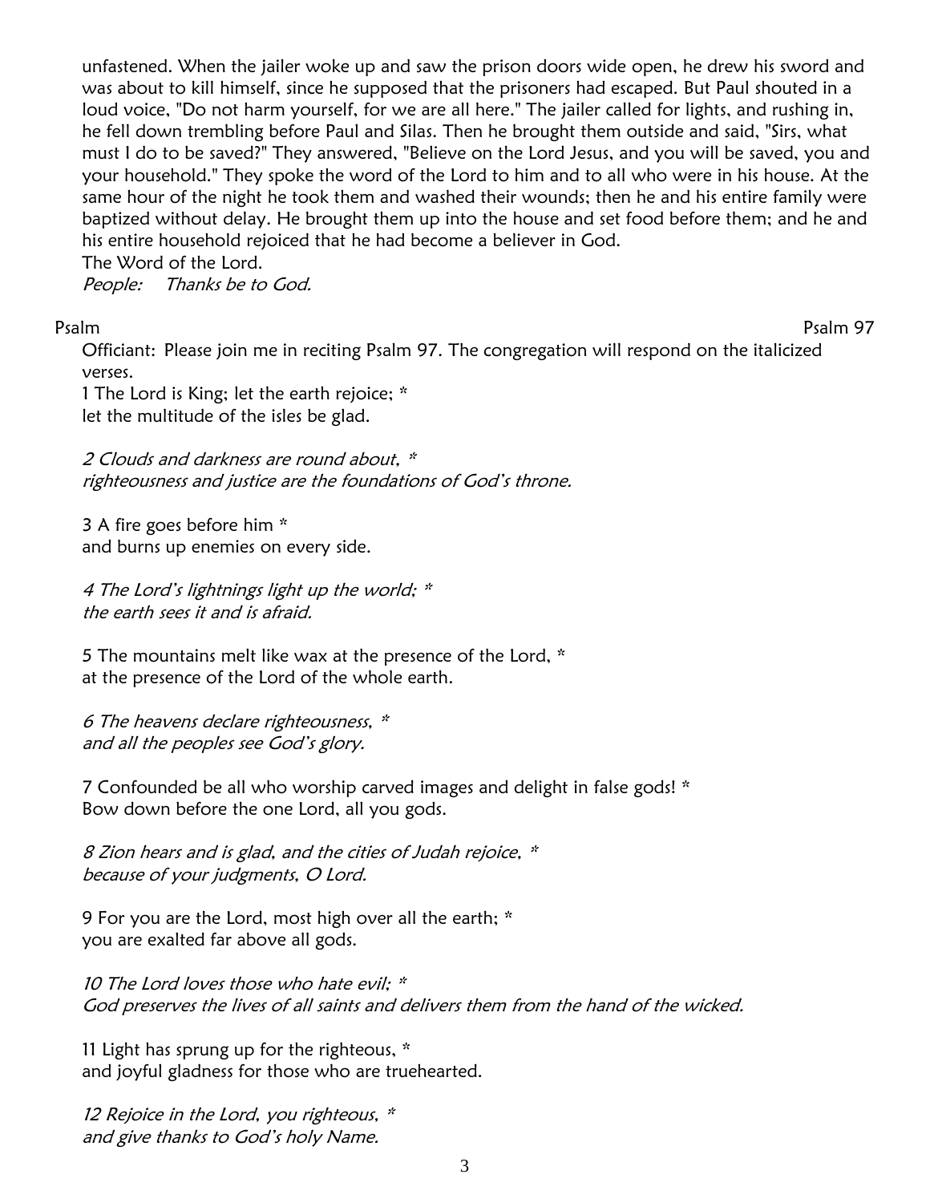unfastened. When the jailer woke up and saw the prison doors wide open, he drew his sword and was about to kill himself, since he supposed that the prisoners had escaped. But Paul shouted in a loud voice, "Do not harm yourself, for we are all here." The jailer called for lights, and rushing in, he fell down trembling before Paul and Silas. Then he brought them outside and said, "Sirs, what must I do to be saved?" They answered, "Believe on the Lord Jesus, and you will be saved, you and your household." They spoke the word of the Lord to him and to all who were in his house. At the same hour of the night he took them and washed their wounds; then he and his entire family were baptized without delay. He brought them up into the house and set food before them; and he and his entire household rejoiced that he had become a believer in God.
The Word of the Lord.
*People: Thanks be to God.*

Psalm — Psalm 97

Officiant: Please join me in reciting Psalm 97. The congregation will respond on the italicized verses.
1 The Lord is King; let the earth rejoice; *
let the multitude of the isles be glad.

*2 Clouds and darkness are round about, **
*righteousness and justice are the foundations of God's throne.*

3 A fire goes before him *
and burns up enemies on every side.

*4 The Lord's lightnings light up the world; **
*the earth sees it and is afraid.*

5 The mountains melt like wax at the presence of the Lord, *
at the presence of the Lord of the whole earth.

*6 The heavens declare righteousness, **
*and all the peoples see God's glory.*

7 Confounded be all who worship carved images and delight in false gods! *
Bow down before the one Lord, all you gods.

*8 Zion hears and is glad, and the cities of Judah rejoice, **
*because of your judgments, O Lord.*

9 For you are the Lord, most high over all the earth; *
you are exalted far above all gods.

*10 The Lord loves those who hate evil; **
*God preserves the lives of all saints and delivers them from the hand of the wicked.*

11 Light has sprung up for the righteous, *
and joyful gladness for those who are truehearted.

*12 Rejoice in the Lord, you righteous, **
*and give thanks to God's holy Name.*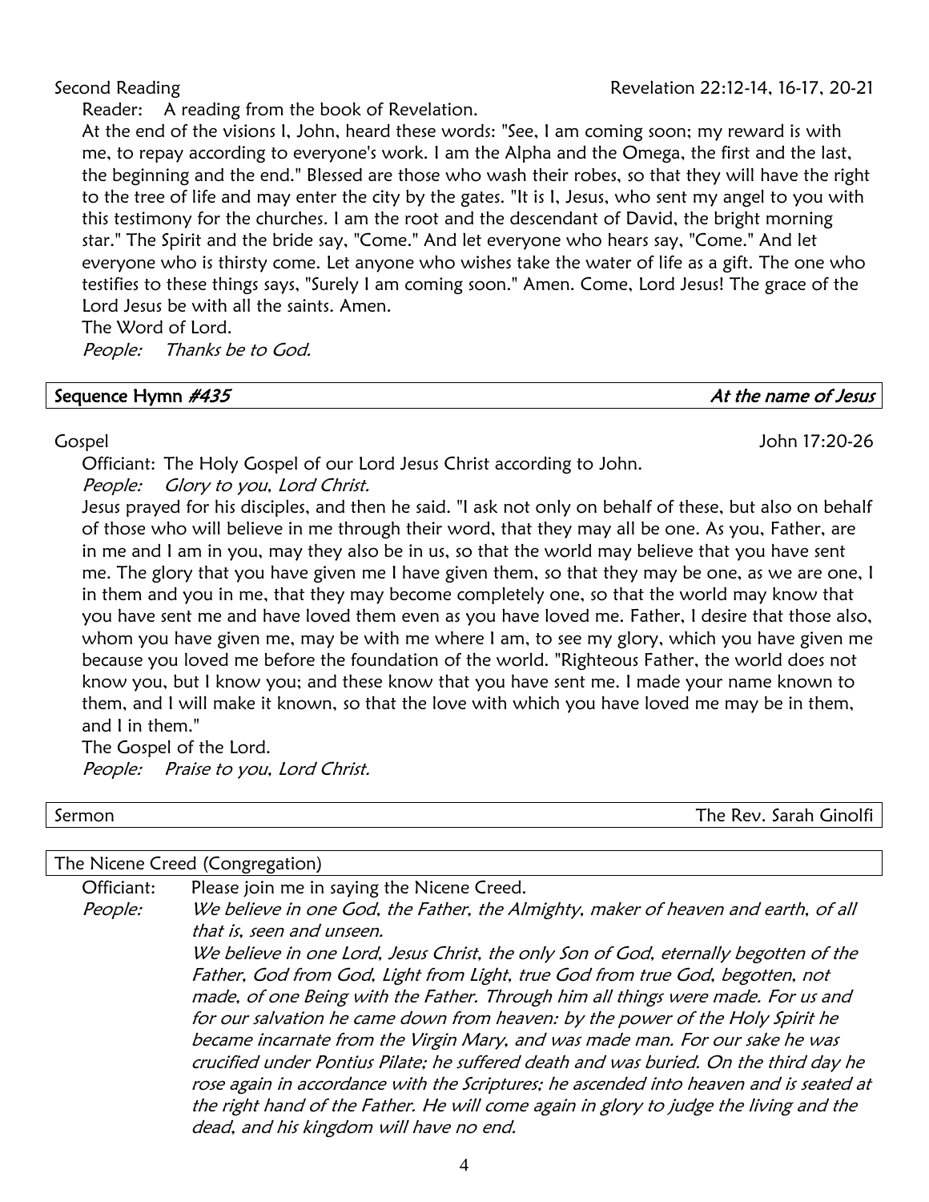Second Reading — Revelation 22:12-14, 16-17, 20-21

Reader: A reading from the book of Revelation.

At the end of the visions I, John, heard these words: "See, I am coming soon; my reward is with me, to repay according to everyone's work. I am the Alpha and the Omega, the first and the last, the beginning and the end." Blessed are those who wash their robes, so that they will have the right to the tree of life and may enter the city by the gates. "It is I, Jesus, who sent my angel to you with this testimony for the churches. I am the root and the descendant of David, the bright morning star." The Spirit and the bride say, "Come." And let everyone who hears say, "Come." And let everyone who is thirsty come. Let anyone who wishes take the water of life as a gift. The one who testifies to these things says, "Surely I am coming soon." Amen. Come, Lord Jesus! The grace of the Lord Jesus be with all the saints. Amen.

The Word of Lord.

*People: Thanks be to God.*

**Sequence Hymn *#435*** — ***At the name of Jesus***

Gospel — John 17:20-26

Officiant: The Holy Gospel of our Lord Jesus Christ according to John.

*People: Glory to you, Lord Christ.*

Jesus prayed for his disciples, and then he said. "I ask not only on behalf of these, but also on behalf of those who will believe in me through their word, that they may all be one. As you, Father, are in me and I am in you, may they also be in us, so that the world may believe that you have sent me. The glory that you have given me I have given them, so that they may be one, as we are one, I in them and you in me, that they may become completely one, so that the world may know that you have sent me and have loved them even as you have loved me. Father, I desire that those also, whom you have given me, may be with me where I am, to see my glory, which you have given me because you loved me before the foundation of the world. "Righteous Father, the world does not know you, but I know you; and these know that you have sent me. I made your name known to them, and I will make it known, so that the love with which you have loved me may be in them, and I in them."

The Gospel of the Lord.

*People: Praise to you, Lord Christ.*

Sermon — The Rev. Sarah Ginolfi

The Nicene Creed (Congregation)

Officiant: Please join me in saying the Nicene Creed.

*People: We believe in one God, the Father, the Almighty, maker of heaven and earth, of all that is, seen and unseen.*

*We believe in one Lord, Jesus Christ, the only Son of God, eternally begotten of the Father, God from God, Light from Light, true God from true God, begotten, not made, of one Being with the Father. Through him all things were made. For us and for our salvation he came down from heaven: by the power of the Holy Spirit he became incarnate from the Virgin Mary, and was made man. For our sake he was crucified under Pontius Pilate; he suffered death and was buried. On the third day he rose again in accordance with the Scriptures; he ascended into heaven and is seated at the right hand of the Father. He will come again in glory to judge the living and the dead, and his kingdom will have no end.*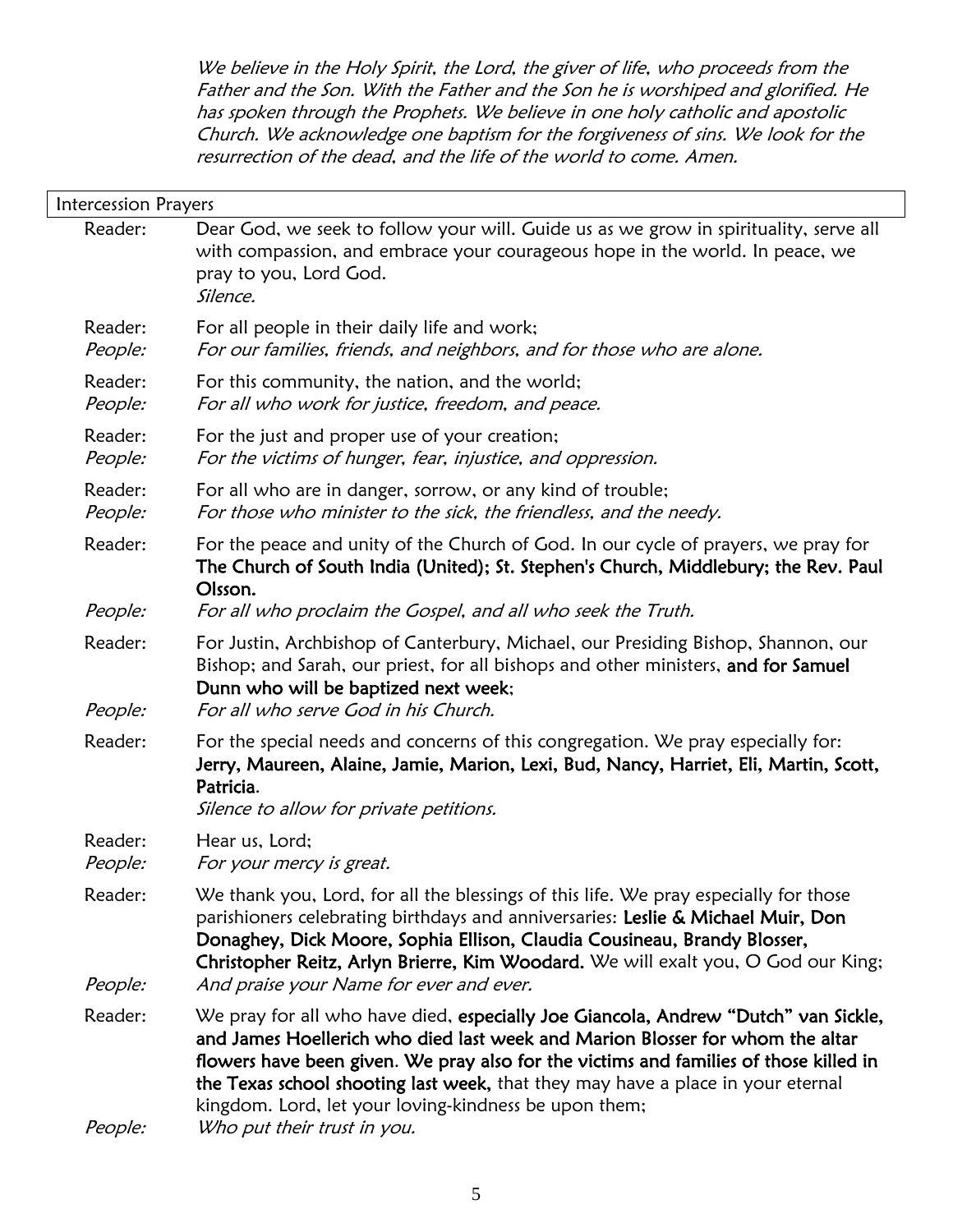*We believe in the Holy Spirit, the Lord, the giver of life, who proceeds from the Father and the Son. With the Father and the Son he is worshiped and glorified. He has spoken through the Prophets. We believe in one holy catholic and apostolic Church. We acknowledge one baptism for the forgiveness of sins. We look for the resurrection of the dead, and the life of the world to come. Amen.*

## Intercession Prayers

Reader: Dear God, we seek to follow your will. Guide us as we grow in spirituality, serve all with compassion, and embrace your courageous hope in the world. In peace, we pray to you, Lord God.
*Silence.*

Reader: For all people in their daily life and work;
*People: For our families, friends, and neighbors, and for those who are alone.*

Reader: For this community, the nation, and the world;
*People: For all who work for justice, freedom, and peace.*

Reader: For the just and proper use of your creation;
*People: For the victims of hunger, fear, injustice, and oppression.*

Reader: For all who are in danger, sorrow, or any kind of trouble;
*People: For those who minister to the sick, the friendless, and the needy.*

Reader: For the peace and unity of the Church of God. In our cycle of prayers, we pray for **The Church of South India (United); St. Stephen's Church, Middlebury; the Rev. Paul Olsson.**
*People: For all who proclaim the Gospel, and all who seek the Truth.*

Reader: For Justin, Archbishop of Canterbury, Michael, our Presiding Bishop, Shannon, our Bishop; and Sarah, our priest, for all bishops and other ministers, **and for Samuel Dunn who will be baptized next week**;
*People: For all who serve God in his Church.*

Reader: For the special needs and concerns of this congregation. We pray especially for: **Jerry, Maureen, Alaine, Jamie, Marion, Lexi, Bud, Nancy, Harriet, Eli, Martin, Scott, Patricia**.
*Silence to allow for private petitions.*

Reader: Hear us, Lord;
*People: For your mercy is great.*

Reader: We thank you, Lord, for all the blessings of this life. We pray especially for those parishioners celebrating birthdays and anniversaries: **Leslie & Michael Muir, Don Donaghey, Dick Moore, Sophia Ellison, Claudia Cousineau, Brandy Blosser, Christopher Reitz, Arlyn Brierre, Kim Woodard.** We will exalt you, O God our King;
*People: And praise your Name for ever and ever.*

Reader: We pray for all who have died, **especially Joe Giancola, Andrew "Dutch" van Sickle, and James Hoellerich who died last week and Marion Blosser for whom the altar flowers have been given**. **We pray also for the victims and families of those killed in the Texas school shooting last week,** that they may have a place in your eternal kingdom. Lord, let your loving-kindness be upon them;
*People: Who put their trust in you.*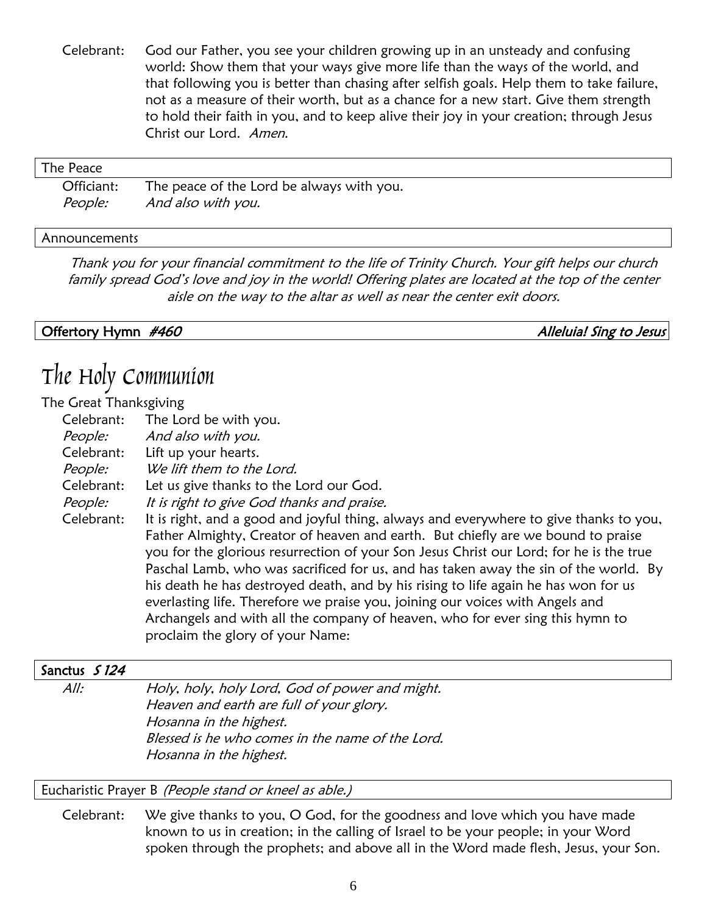Celebrant: God our Father, you see your children growing up in an unsteady and confusing world: Show them that your ways give more life than the ways of the world, and that following you is better than chasing after selfish goals. Help them to take failure, not as a measure of their worth, but as a chance for a new start. Give them strength to hold their faith in you, and to keep alive their joy in your creation; through Jesus Christ our Lord. *Amen.*

### The Peace

Officiant: The peace of the Lord be always with you.
*People: And also with you.*

### Announcements

*Thank you for your financial commitment to the life of Trinity Church. Your gift helps our church family spread God's love and joy in the world! Offering plates are located at the top of the center aisle on the way to the altar as well as near the center exit doors.*

### **Offertory Hymn *#460*** — ***Alleluia! Sing to Jesus***

# The Holy Communion

### The Great Thanksgiving

Celebrant: The Lord be with you.
*People: And also with you.*
Celebrant: Lift up your hearts.
*People: We lift them to the Lord.*
Celebrant: Let us give thanks to the Lord our God.
*People: It is right to give God thanks and praise.*
Celebrant: It is right, and a good and joyful thing, always and everywhere to give thanks to you, Father Almighty, Creator of heaven and earth. But chiefly are we bound to praise you for the glorious resurrection of your Son Jesus Christ our Lord; for he is the true Paschal Lamb, who was sacrificed for us, and has taken away the sin of the world. By his death he has destroyed death, and by his rising to life again he has won for us everlasting life. Therefore we praise you, joining our voices with Angels and Archangels and with all the company of heaven, who for ever sing this hymn to proclaim the glory of your Name:

### **Sanctus *S 124***

*All: Holy, holy, holy Lord, God of power and might.*
*Heaven and earth are full of your glory.*
*Hosanna in the highest.*
*Blessed is he who comes in the name of the Lord.*
*Hosanna in the highest.*

### Eucharistic Prayer B *(People stand or kneel as able.)*

Celebrant: We give thanks to you, O God, for the goodness and love which you have made known to us in creation; in the calling of Israel to be your people; in your Word spoken through the prophets; and above all in the Word made flesh, Jesus, your Son.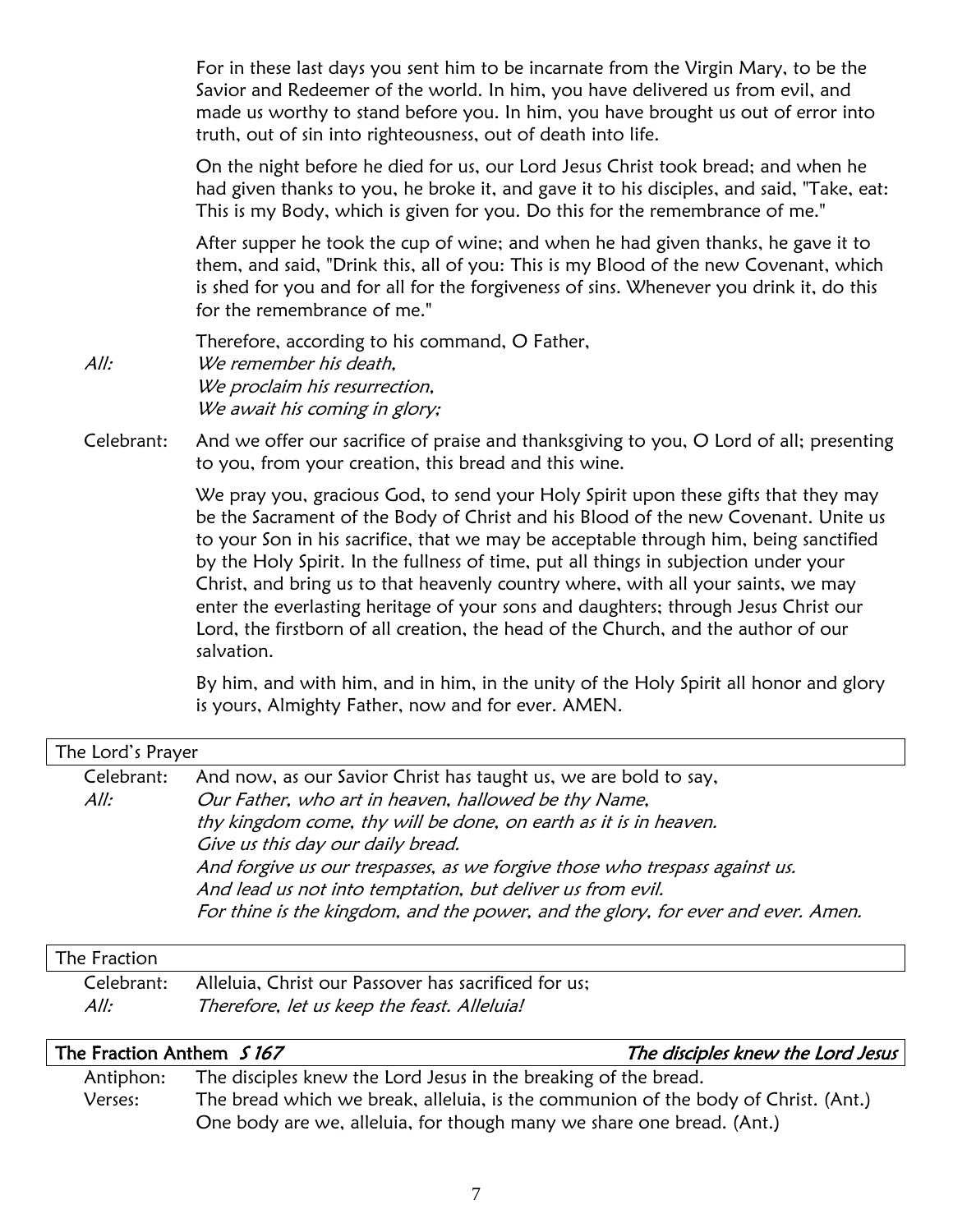For in these last days you sent him to be incarnate from the Virgin Mary, to be the Savior and Redeemer of the world. In him, you have delivered us from evil, and made us worthy to stand before you. In him, you have brought us out of error into truth, out of sin into righteousness, out of death into life.

On the night before he died for us, our Lord Jesus Christ took bread; and when he had given thanks to you, he broke it, and gave it to his disciples, and said, "Take, eat: This is my Body, which is given for you. Do this for the remembrance of me."

After supper he took the cup of wine; and when he had given thanks, he gave it to them, and said, "Drink this, all of you: This is my Blood of the new Covenant, which is shed for you and for all for the forgiveness of sins. Whenever you drink it, do this for the remembrance of me."

Therefore, according to his command, O Father,

*All:* *We remember his death,*
*We proclaim his resurrection,*
*We await his coming in glory;*

Celebrant: And we offer our sacrifice of praise and thanksgiving to you, O Lord of all; presenting to you, from your creation, this bread and this wine.

We pray you, gracious God, to send your Holy Spirit upon these gifts that they may be the Sacrament of the Body of Christ and his Blood of the new Covenant. Unite us to your Son in his sacrifice, that we may be acceptable through him, being sanctified by the Holy Spirit. In the fullness of time, put all things in subjection under your Christ, and bring us to that heavenly country where, with all your saints, we may enter the everlasting heritage of your sons and daughters; through Jesus Christ our Lord, the firstborn of all creation, the head of the Church, and the author of our salvation.

By him, and with him, and in him, in the unity of the Holy Spirit all honor and glory is yours, Almighty Father, now and for ever. AMEN.

## The Lord's Prayer

Celebrant: And now, as our Savior Christ has taught us, we are bold to say,

*All:* *Our Father, who art in heaven, hallowed be thy Name,*
*thy kingdom come, thy will be done, on earth as it is in heaven.*
*Give us this day our daily bread.*
*And forgive us our trespasses, as we forgive those who trespass against us.*
*And lead us not into temptation, but deliver us from evil.*
*For thine is the kingdom, and the power, and the glory, for ever and ever. Amen.*

## The Fraction

Celebrant: Alleluia, Christ our Passover has sacrificed for us;

*All:* *Therefore, let us keep the feast. Alleluia!*

## The Fraction Anthem *S 167* — *The disciples knew the Lord Jesus*

Antiphon: The disciples knew the Lord Jesus in the breaking of the bread.

Verses: The bread which we break, alleluia, is the communion of the body of Christ. (Ant.)
One body are we, alleluia, for though many we share one bread. (Ant.)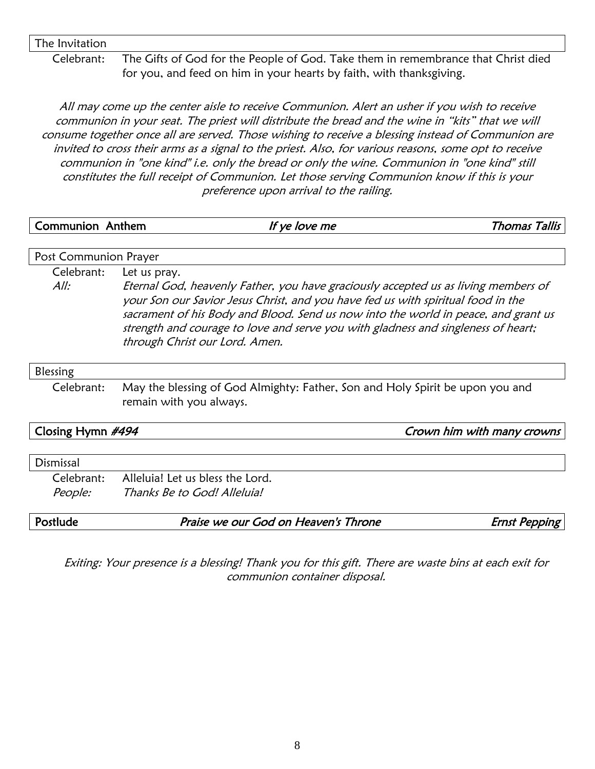### The Invitation

Celebrant: The Gifts of God for the People of God. Take them in remembrance that Christ died for you, and feed on him in your hearts by faith, with thanksgiving.

*All may come up the center aisle to receive Communion. Alert an usher if you wish to receive communion in your seat. The priest will distribute the bread and the wine in "kits" that we will consume together once all are served. Those wishing to receive a blessing instead of Communion are invited to cross their arms as a signal to the priest. Also, for various reasons, some opt to receive communion in "one kind" i.e. only the bread or only the wine. Communion in "one kind" still constitutes the full receipt of Communion. Let those serving Communion know if this is your preference upon arrival to the railing.*

### **Communion Anthem** — *If ye love me* — *Thomas Tallis*

### Post Communion Prayer

Celebrant: Let us pray.

*All:* *Eternal God, heavenly Father, you have graciously accepted us as living members of your Son our Savior Jesus Christ, and you have fed us with spiritual food in the sacrament of his Body and Blood. Send us now into the world in peace, and grant us strength and courage to love and serve you with gladness and singleness of heart; through Christ our Lord. Amen.*

### Blessing

Celebrant: May the blessing of God Almighty: Father, Son and Holy Spirit be upon you and remain with you always.

### **Closing Hymn *#494*** — *Crown him with many crowns*

### Dismissal

Celebrant: Alleluia! Let us bless the Lord.

*People:* *Thanks Be to God! Alleluia!*

### **Postlude** — *Praise we our God on Heaven's Throne* — *Ernst Pepping*

*Exiting: Your presence is a blessing! Thank you for this gift. There are waste bins at each exit for communion container disposal.*